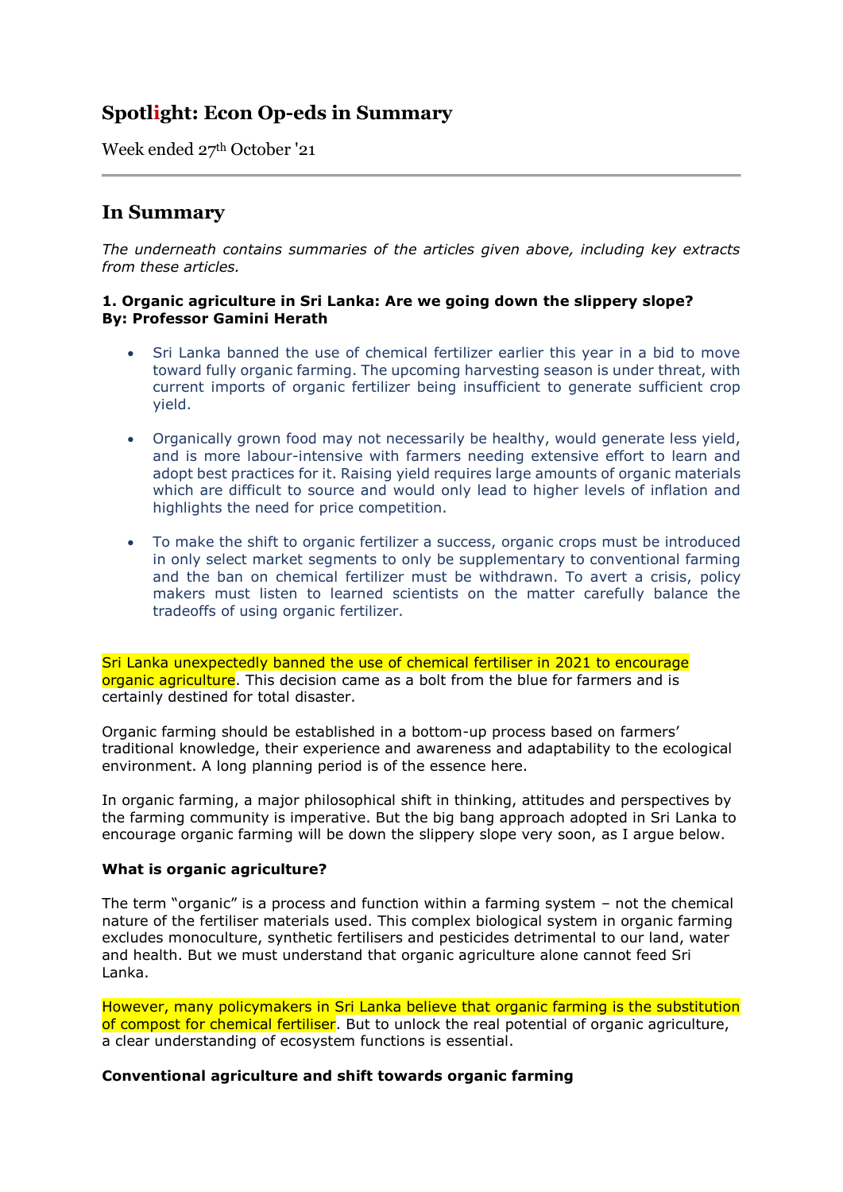# Spotlight: Econ Op-eds in Summary

Week ended 27th October '21

## In Summary

*The underneath contains summaries of the articles given above, including key extracts from these articles.*

**1. Organic agriculture in Sri Lanka: Are we going down the slippery slope?**
**By: Professor Gamini Herath**

- Sri Lanka banned the use of chemical fertilizer earlier this year in a bid to move toward fully organic farming. The upcoming harvesting season is under threat, with current imports of organic fertilizer being insufficient to generate sufficient crop yield.

- Organically grown food may not necessarily be healthy, would generate less yield, and is more labour-intensive with farmers needing extensive effort to learn and adopt best practices for it. Raising yield requires large amounts of organic materials which are difficult to source and would only lead to higher levels of inflation and highlights the need for price competition.

- To make the shift to organic fertilizer a success, organic crops must be introduced in only select market segments to only be supplementary to conventional farming and the ban on chemical fertilizer must be withdrawn. To avert a crisis, policy makers must listen to learned scientists on the matter carefully balance the tradeoffs of using organic fertilizer.

Sri Lanka unexpectedly banned the use of chemical fertiliser in 2021 to encourage organic agriculture. This decision came as a bolt from the blue for farmers and is certainly destined for total disaster.

Organic farming should be established in a bottom-up process based on farmers' traditional knowledge, their experience and awareness and adaptability to the ecological environment. A long planning period is of the essence here.

In organic farming, a major philosophical shift in thinking, attitudes and perspectives by the farming community is imperative. But the big bang approach adopted in Sri Lanka to encourage organic farming will be down the slippery slope very soon, as I argue below.

**What is organic agriculture?**

The term "organic" is a process and function within a farming system – not the chemical nature of the fertiliser materials used. This complex biological system in organic farming excludes monoculture, synthetic fertilisers and pesticides detrimental to our land, water and health. But we must understand that organic agriculture alone cannot feed Sri Lanka.

However, many policymakers in Sri Lanka believe that organic farming is the substitution of compost for chemical fertiliser. But to unlock the real potential of organic agriculture, a clear understanding of ecosystem functions is essential.

**Conventional agriculture and shift towards organic farming**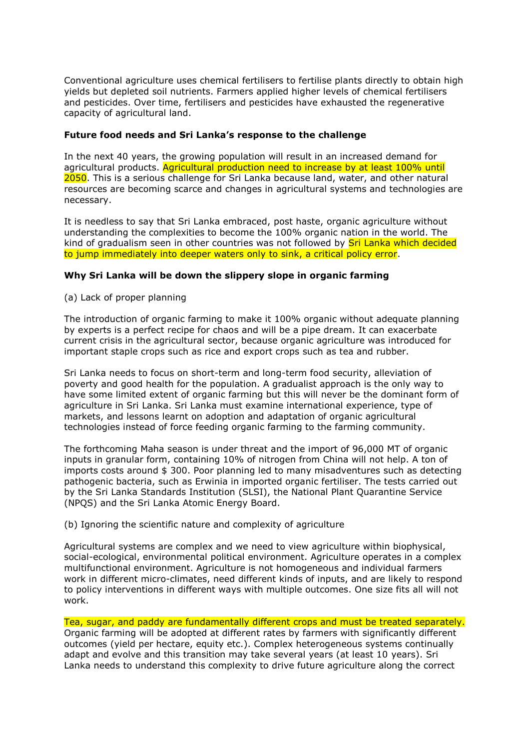Conventional agriculture uses chemical fertilisers to fertilise plants directly to obtain high yields but depleted soil nutrients. Farmers applied higher levels of chemical fertilisers and pesticides. Over time, fertilisers and pesticides have exhausted the regenerative capacity of agricultural land.

**Future food needs and Sri Lanka's response to the challenge**

In the next 40 years, the growing population will result in an increased demand for agricultural products. Agricultural production need to increase by at least 100% until 2050. This is a serious challenge for Sri Lanka because land, water, and other natural resources are becoming scarce and changes in agricultural systems and technologies are necessary.

It is needless to say that Sri Lanka embraced, post haste, organic agriculture without understanding the complexities to become the 100% organic nation in the world. The kind of gradualism seen in other countries was not followed by Sri Lanka which decided to jump immediately into deeper waters only to sink, a critical policy error.

**Why Sri Lanka will be down the slippery slope in organic farming**

(a) Lack of proper planning

The introduction of organic farming to make it 100% organic without adequate planning by experts is a perfect recipe for chaos and will be a pipe dream. It can exacerbate current crisis in the agricultural sector, because organic agriculture was introduced for important staple crops such as rice and export crops such as tea and rubber.

Sri Lanka needs to focus on short-term and long-term food security, alleviation of poverty and good health for the population. A gradualist approach is the only way to have some limited extent of organic farming but this will never be the dominant form of agriculture in Sri Lanka. Sri Lanka must examine international experience, type of markets, and lessons learnt on adoption and adaptation of organic agricultural technologies instead of force feeding organic farming to the farming community.

The forthcoming Maha season is under threat and the import of 96,000 MT of organic inputs in granular form, containing 10% of nitrogen from China will not help. A ton of imports costs around $ 300. Poor planning led to many misadventures such as detecting pathogenic bacteria, such as Erwinia in imported organic fertiliser. The tests carried out by the Sri Lanka Standards Institution (SLSI), the National Plant Quarantine Service (NPQS) and the Sri Lanka Atomic Energy Board.

(b) Ignoring the scientific nature and complexity of agriculture

Agricultural systems are complex and we need to view agriculture within biophysical, social-ecological, environmental political environment. Agriculture operates in a complex multifunctional environment. Agriculture is not homogeneous and individual farmers work in different micro-climates, need different kinds of inputs, and are likely to respond to policy interventions in different ways with multiple outcomes. One size fits all will not work.

Tea, sugar, and paddy are fundamentally different crops and must be treated separately. Organic farming will be adopted at different rates by farmers with significantly different outcomes (yield per hectare, equity etc.). Complex heterogeneous systems continually adapt and evolve and this transition may take several years (at least 10 years). Sri Lanka needs to understand this complexity to drive future agriculture along the correct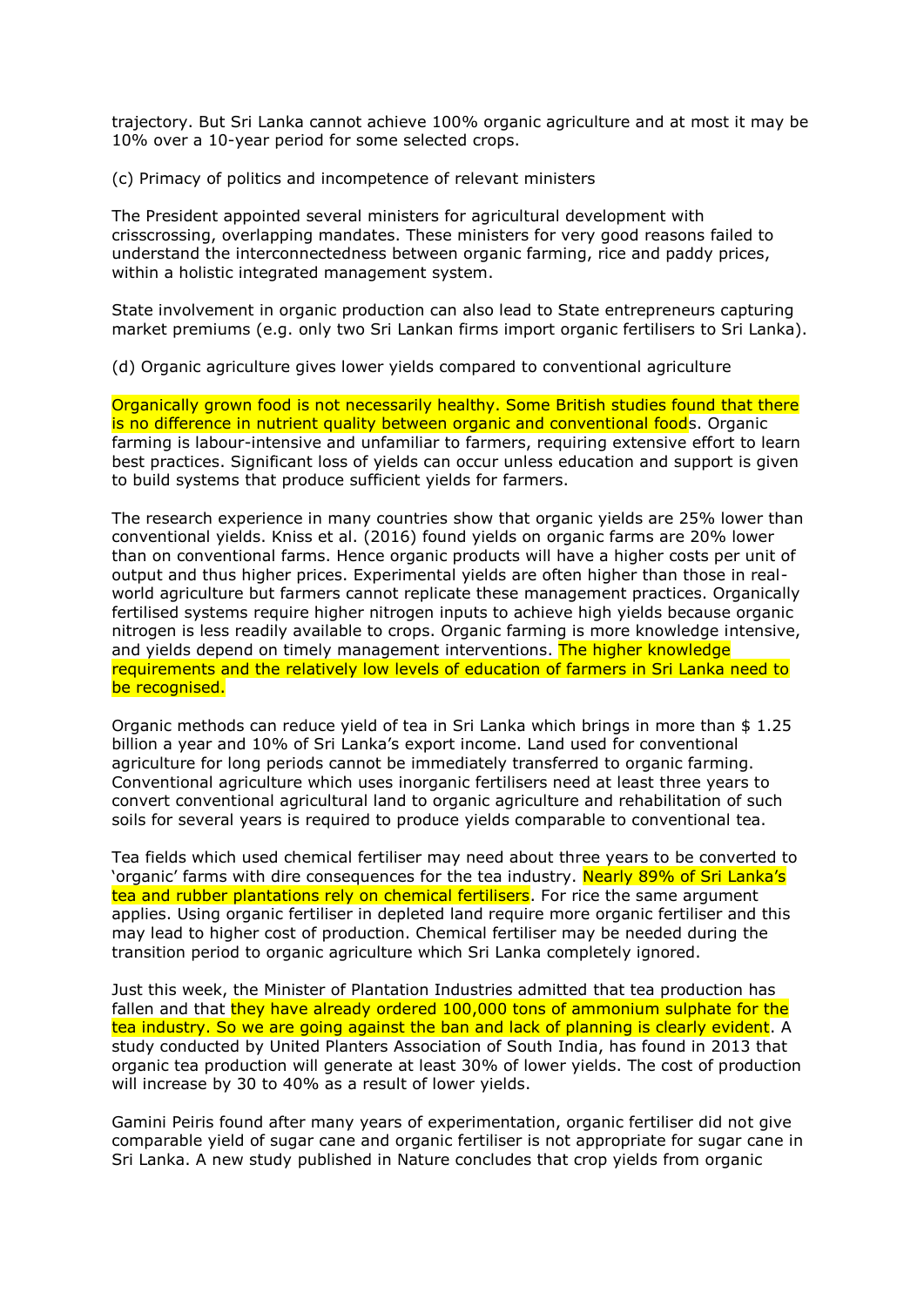trajectory. But Sri Lanka cannot achieve 100% organic agriculture and at most it may be 10% over a 10-year period for some selected crops.

(c) Primacy of politics and incompetence of relevant ministers

The President appointed several ministers for agricultural development with crisscrossing, overlapping mandates. These ministers for very good reasons failed to understand the interconnectedness between organic farming, rice and paddy prices, within a holistic integrated management system.

State involvement in organic production can also lead to State entrepreneurs capturing market premiums (e.g. only two Sri Lankan firms import organic fertilisers to Sri Lanka).

(d) Organic agriculture gives lower yields compared to conventional agriculture

Organically grown food is not necessarily healthy. Some British studies found that there is no difference in nutrient quality between organic and conventional foods. Organic farming is labour-intensive and unfamiliar to farmers, requiring extensive effort to learn best practices. Significant loss of yields can occur unless education and support is given to build systems that produce sufficient yields for farmers.

The research experience in many countries show that organic yields are 25% lower than conventional yields. Kniss et al. (2016) found yields on organic farms are 20% lower than on conventional farms. Hence organic products will have a higher costs per unit of output and thus higher prices. Experimental yields are often higher than those in real-world agriculture but farmers cannot replicate these management practices. Organically fertilised systems require higher nitrogen inputs to achieve high yields because organic nitrogen is less readily available to crops. Organic farming is more knowledge intensive, and yields depend on timely management interventions. The higher knowledge requirements and the relatively low levels of education of farmers in Sri Lanka need to be recognised.

Organic methods can reduce yield of tea in Sri Lanka which brings in more than $ 1.25 billion a year and 10% of Sri Lanka's export income. Land used for conventional agriculture for long periods cannot be immediately transferred to organic farming. Conventional agriculture which uses inorganic fertilisers need at least three years to convert conventional agricultural land to organic agriculture and rehabilitation of such soils for several years is required to produce yields comparable to conventional tea.

Tea fields which used chemical fertiliser may need about three years to be converted to 'organic' farms with dire consequences for the tea industry. Nearly 89% of Sri Lanka's tea and rubber plantations rely on chemical fertilisers. For rice the same argument applies. Using organic fertiliser in depleted land require more organic fertiliser and this may lead to higher cost of production. Chemical fertiliser may be needed during the transition period to organic agriculture which Sri Lanka completely ignored.

Just this week, the Minister of Plantation Industries admitted that tea production has fallen and that they have already ordered 100,000 tons of ammonium sulphate for the tea industry. So we are going against the ban and lack of planning is clearly evident. A study conducted by United Planters Association of South India, has found in 2013 that organic tea production will generate at least 30% of lower yields. The cost of production will increase by 30 to 40% as a result of lower yields.

Gamini Peiris found after many years of experimentation, organic fertiliser did not give comparable yield of sugar cane and organic fertiliser is not appropriate for sugar cane in Sri Lanka. A new study published in Nature concludes that crop yields from organic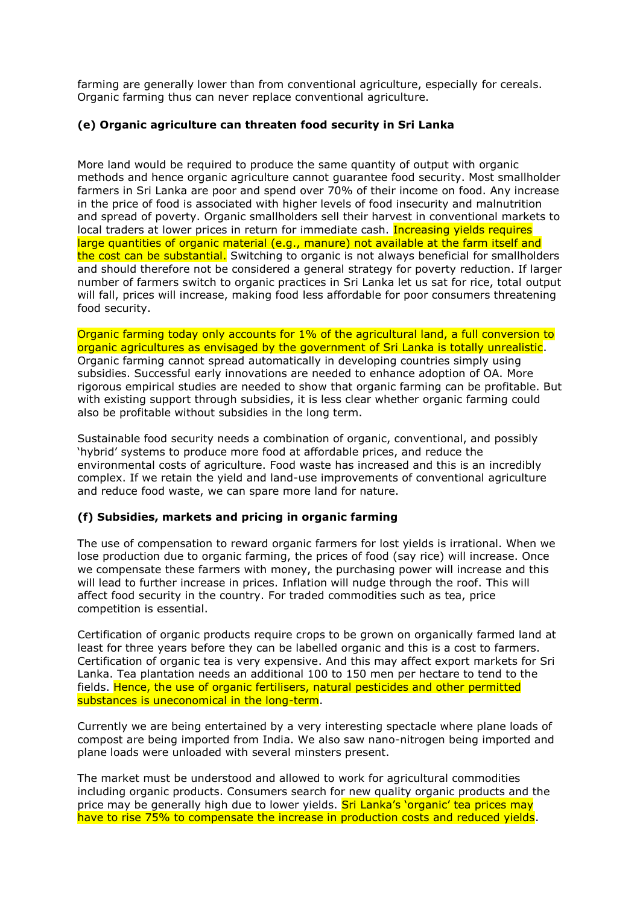farming are generally lower than from conventional agriculture, especially for cereals. Organic farming thus can never replace conventional agriculture.

### (e) Organic agriculture can threaten food security in Sri Lanka

More land would be required to produce the same quantity of output with organic methods and hence organic agriculture cannot guarantee food security. Most smallholder farmers in Sri Lanka are poor and spend over 70% of their income on food. Any increase in the price of food is associated with higher levels of food insecurity and malnutrition and spread of poverty. Organic smallholders sell their harvest in conventional markets to local traders at lower prices in return for immediate cash. Increasing yields requires large quantities of organic material (e.g., manure) not available at the farm itself and the cost can be substantial. Switching to organic is not always beneficial for smallholders and should therefore not be considered a general strategy for poverty reduction. If larger number of farmers switch to organic practices in Sri Lanka let us sat for rice, total output will fall, prices will increase, making food less affordable for poor consumers threatening food security.

Organic farming today only accounts for 1% of the agricultural land, a full conversion to organic agricultures as envisaged by the government of Sri Lanka is totally unrealistic. Organic farming cannot spread automatically in developing countries simply using subsidies. Successful early innovations are needed to enhance adoption of OA. More rigorous empirical studies are needed to show that organic farming can be profitable. But with existing support through subsidies, it is less clear whether organic farming could also be profitable without subsidies in the long term.

Sustainable food security needs a combination of organic, conventional, and possibly 'hybrid' systems to produce more food at affordable prices, and reduce the environmental costs of agriculture. Food waste has increased and this is an incredibly complex. If we retain the yield and land-use improvements of conventional agriculture and reduce food waste, we can spare more land for nature.

### (f) Subsidies, markets and pricing in organic farming

The use of compensation to reward organic farmers for lost yields is irrational. When we lose production due to organic farming, the prices of food (say rice) will increase. Once we compensate these farmers with money, the purchasing power will increase and this will lead to further increase in prices. Inflation will nudge through the roof. This will affect food security in the country. For traded commodities such as tea, price competition is essential.

Certification of organic products require crops to be grown on organically farmed land at least for three years before they can be labelled organic and this is a cost to farmers. Certification of organic tea is very expensive. And this may affect export markets for Sri Lanka. Tea plantation needs an additional 100 to 150 men per hectare to tend to the fields. Hence, the use of organic fertilisers, natural pesticides and other permitted substances is uneconomical in the long-term.

Currently we are being entertained by a very interesting spectacle where plane loads of compost are being imported from India. We also saw nano-nitrogen being imported and plane loads were unloaded with several minsters present.

The market must be understood and allowed to work for agricultural commodities including organic products. Consumers search for new quality organic products and the price may be generally high due to lower yields. Sri Lanka's 'organic' tea prices may have to rise 75% to compensate the increase in production costs and reduced yields.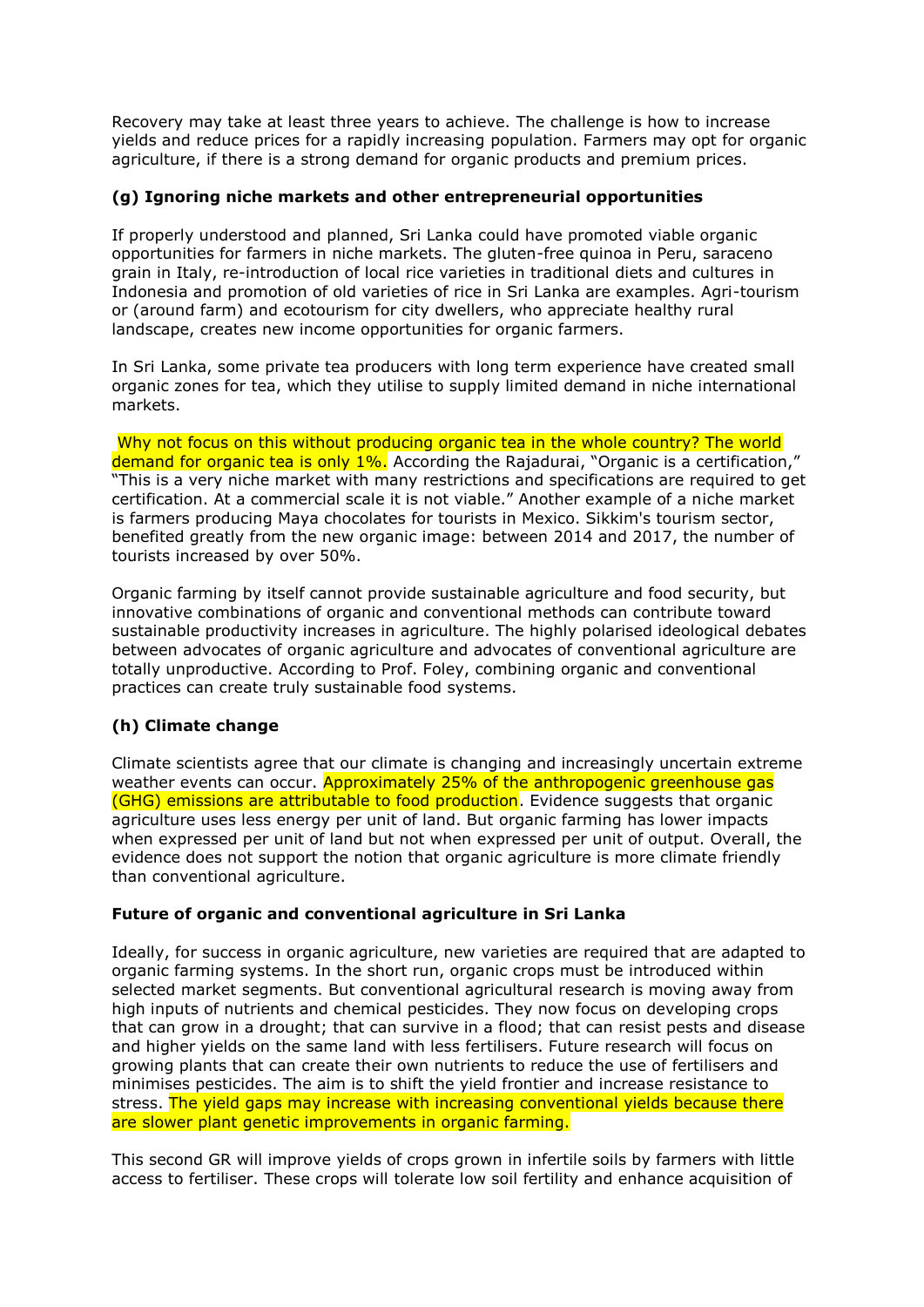Recovery may take at least three years to achieve. The challenge is how to increase yields and reduce prices for a rapidly increasing population. Farmers may opt for organic agriculture, if there is a strong demand for organic products and premium prices.

### (g) Ignoring niche markets and other entrepreneurial opportunities

If properly understood and planned, Sri Lanka could have promoted viable organic opportunities for farmers in niche markets. The gluten-free quinoa in Peru, saraceno grain in Italy, re-introduction of local rice varieties in traditional diets and cultures in Indonesia and promotion of old varieties of rice in Sri Lanka are examples. Agri-tourism or (around farm) and ecotourism for city dwellers, who appreciate healthy rural landscape, creates new income opportunities for organic farmers.

In Sri Lanka, some private tea producers with long term experience have created small organic zones for tea, which they utilise to supply limited demand in niche international markets.

Why not focus on this without producing organic tea in the whole country? The world demand for organic tea is only 1%. According the Rajadurai, "Organic is a certification," "This is a very niche market with many restrictions and specifications are required to get certification. At a commercial scale it is not viable." Another example of a niche market is farmers producing Maya chocolates for tourists in Mexico. Sikkim's tourism sector, benefited greatly from the new organic image: between 2014 and 2017, the number of tourists increased by over 50%.

Organic farming by itself cannot provide sustainable agriculture and food security, but innovative combinations of organic and conventional methods can contribute toward sustainable productivity increases in agriculture. The highly polarised ideological debates between advocates of organic agriculture and advocates of conventional agriculture are totally unproductive. According to Prof. Foley, combining organic and conventional practices can create truly sustainable food systems.

### (h) Climate change

Climate scientists agree that our climate is changing and increasingly uncertain extreme weather events can occur. Approximately 25% of the anthropogenic greenhouse gas (GHG) emissions are attributable to food production. Evidence suggests that organic agriculture uses less energy per unit of land. But organic farming has lower impacts when expressed per unit of land but not when expressed per unit of output. Overall, the evidence does not support the notion that organic agriculture is more climate friendly than conventional agriculture.

### Future of organic and conventional agriculture in Sri Lanka

Ideally, for success in organic agriculture, new varieties are required that are adapted to organic farming systems. In the short run, organic crops must be introduced within selected market segments. But conventional agricultural research is moving away from high inputs of nutrients and chemical pesticides. They now focus on developing crops that can grow in a drought; that can survive in a flood; that can resist pests and disease and higher yields on the same land with less fertilisers. Future research will focus on growing plants that can create their own nutrients to reduce the use of fertilisers and minimises pesticides. The aim is to shift the yield frontier and increase resistance to stress. The yield gaps may increase with increasing conventional yields because there are slower plant genetic improvements in organic farming.

This second GR will improve yields of crops grown in infertile soils by farmers with little access to fertiliser. These crops will tolerate low soil fertility and enhance acquisition of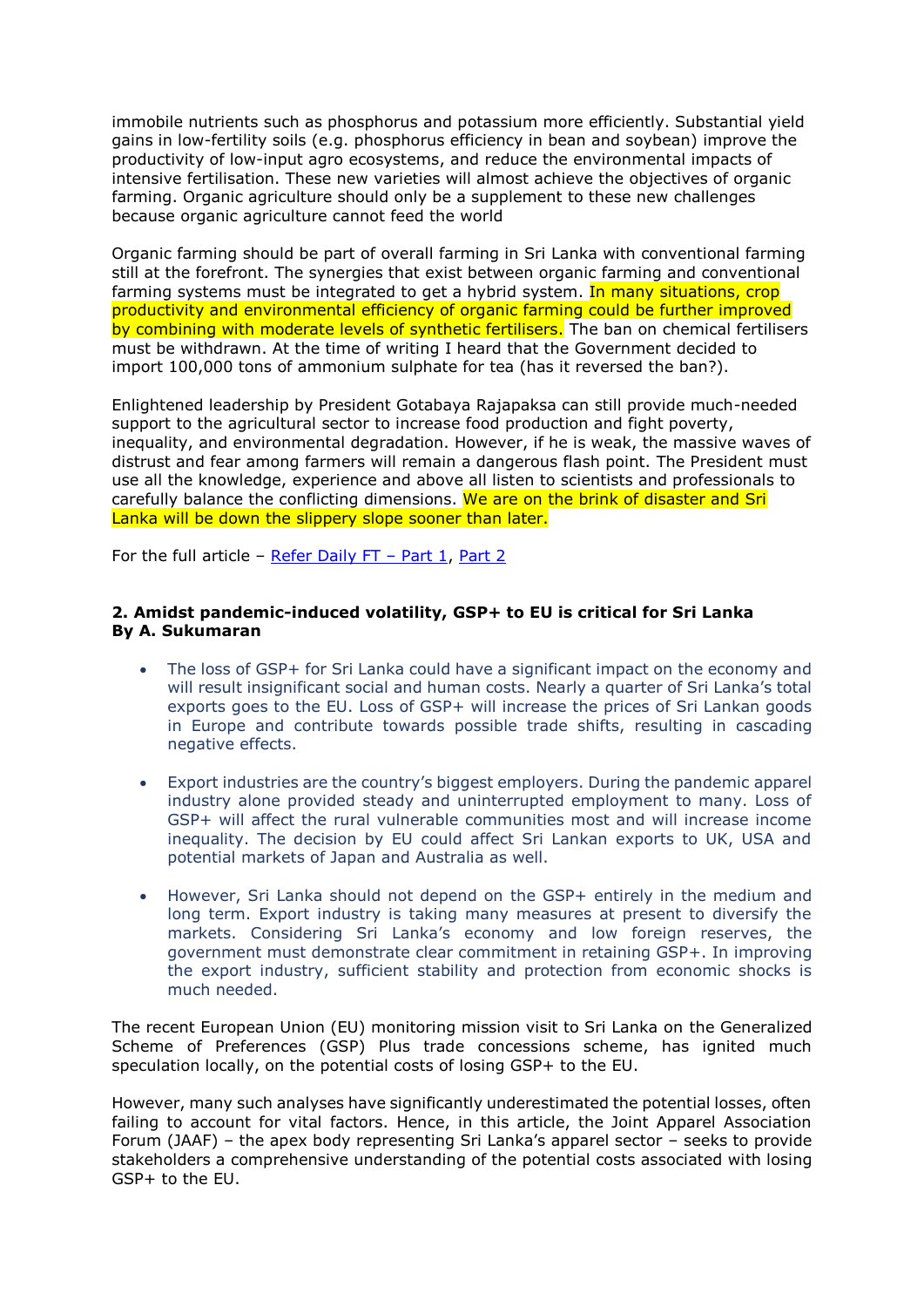immobile nutrients such as phosphorus and potassium more efficiently. Substantial yield gains in low-fertility soils (e.g. phosphorus efficiency in bean and soybean) improve the productivity of low-input agro ecosystems, and reduce the environmental impacts of intensive fertilisation. These new varieties will almost achieve the objectives of organic farming. Organic agriculture should only be a supplement to these new challenges because organic agriculture cannot feed the world

Organic farming should be part of overall farming in Sri Lanka with conventional farming still at the forefront. The synergies that exist between organic farming and conventional farming systems must be integrated to get a hybrid system. In many situations, crop productivity and environmental efficiency of organic farming could be further improved by combining with moderate levels of synthetic fertilisers. The ban on chemical fertilisers must be withdrawn. At the time of writing I heard that the Government decided to import 100,000 tons of ammonium sulphate for tea (has it reversed the ban?).

Enlightened leadership by President Gotabaya Rajapaksa can still provide much-needed support to the agricultural sector to increase food production and fight poverty, inequality, and environmental degradation. However, if he is weak, the massive waves of distrust and fear among farmers will remain a dangerous flash point. The President must use all the knowledge, experience and above all listen to scientists and professionals to carefully balance the conflicting dimensions. We are on the brink of disaster and Sri Lanka will be down the slippery slope sooner than later.

For the full article – Refer Daily FT – Part 1, Part 2

**2. Amidst pandemic-induced volatility, GSP+ to EU is critical for Sri Lanka**
**By A. Sukumaran**

- The loss of GSP+ for Sri Lanka could have a significant impact on the economy and will result insignificant social and human costs. Nearly a quarter of Sri Lanka's total exports goes to the EU. Loss of GSP+ will increase the prices of Sri Lankan goods in Europe and contribute towards possible trade shifts, resulting in cascading negative effects.

- Export industries are the country's biggest employers. During the pandemic apparel industry alone provided steady and uninterrupted employment to many. Loss of GSP+ will affect the rural vulnerable communities most and will increase income inequality. The decision by EU could affect Sri Lankan exports to UK, USA and potential markets of Japan and Australia as well.

- However, Sri Lanka should not depend on the GSP+ entirely in the medium and long term. Export industry is taking many measures at present to diversify the markets. Considering Sri Lanka's economy and low foreign reserves, the government must demonstrate clear commitment in retaining GSP+. In improving the export industry, sufficient stability and protection from economic shocks is much needed.

The recent European Union (EU) monitoring mission visit to Sri Lanka on the Generalized Scheme of Preferences (GSP) Plus trade concessions scheme, has ignited much speculation locally, on the potential costs of losing GSP+ to the EU.

However, many such analyses have significantly underestimated the potential losses, often failing to account for vital factors. Hence, in this article, the Joint Apparel Association Forum (JAAF) – the apex body representing Sri Lanka's apparel sector – seeks to provide stakeholders a comprehensive understanding of the potential costs associated with losing GSP+ to the EU.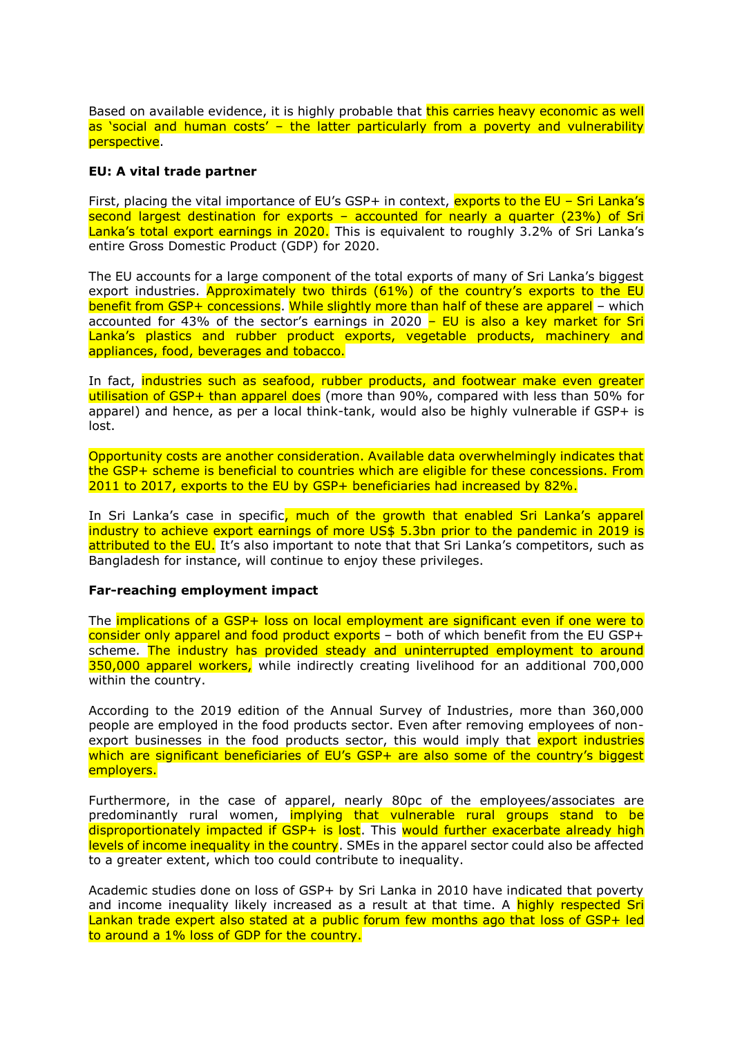Based on available evidence, it is highly probable that this carries heavy economic as well as 'social and human costs' – the latter particularly from a poverty and vulnerability perspective.

**EU: A vital trade partner**

First, placing the vital importance of EU's GSP+ in context, exports to the EU – Sri Lanka's second largest destination for exports – accounted for nearly a quarter (23%) of Sri Lanka's total export earnings in 2020. This is equivalent to roughly 3.2% of Sri Lanka's entire Gross Domestic Product (GDP) for 2020.

The EU accounts for a large component of the total exports of many of Sri Lanka's biggest export industries. Approximately two thirds (61%) of the country's exports to the EU benefit from GSP+ concessions. While slightly more than half of these are apparel – which accounted for 43% of the sector's earnings in 2020 – EU is also a key market for Sri Lanka's plastics and rubber product exports, vegetable products, machinery and appliances, food, beverages and tobacco.

In fact, industries such as seafood, rubber products, and footwear make even greater utilisation of GSP+ than apparel does (more than 90%, compared with less than 50% for apparel) and hence, as per a local think-tank, would also be highly vulnerable if GSP+ is lost.

Opportunity costs are another consideration. Available data overwhelmingly indicates that the GSP+ scheme is beneficial to countries which are eligible for these concessions. From 2011 to 2017, exports to the EU by GSP+ beneficiaries had increased by 82%.

In Sri Lanka's case in specific, much of the growth that enabled Sri Lanka's apparel industry to achieve export earnings of more US$ 5.3bn prior to the pandemic in 2019 is attributed to the EU. It's also important to note that that Sri Lanka's competitors, such as Bangladesh for instance, will continue to enjoy these privileges.

**Far-reaching employment impact**

The implications of a GSP+ loss on local employment are significant even if one were to consider only apparel and food product exports – both of which benefit from the EU GSP+ scheme. The industry has provided steady and uninterrupted employment to around 350,000 apparel workers, while indirectly creating livelihood for an additional 700,000 within the country.

According to the 2019 edition of the Annual Survey of Industries, more than 360,000 people are employed in the food products sector. Even after removing employees of non-export businesses in the food products sector, this would imply that export industries which are significant beneficiaries of EU's GSP+ are also some of the country's biggest employers.

Furthermore, in the case of apparel, nearly 80pc of the employees/associates are predominantly rural women, implying that vulnerable rural groups stand to be disproportionately impacted if GSP+ is lost. This would further exacerbate already high levels of income inequality in the country. SMEs in the apparel sector could also be affected to a greater extent, which too could contribute to inequality.

Academic studies done on loss of GSP+ by Sri Lanka in 2010 have indicated that poverty and income inequality likely increased as a result at that time. A highly respected Sri Lankan trade expert also stated at a public forum few months ago that loss of GSP+ led to around a 1% loss of GDP for the country.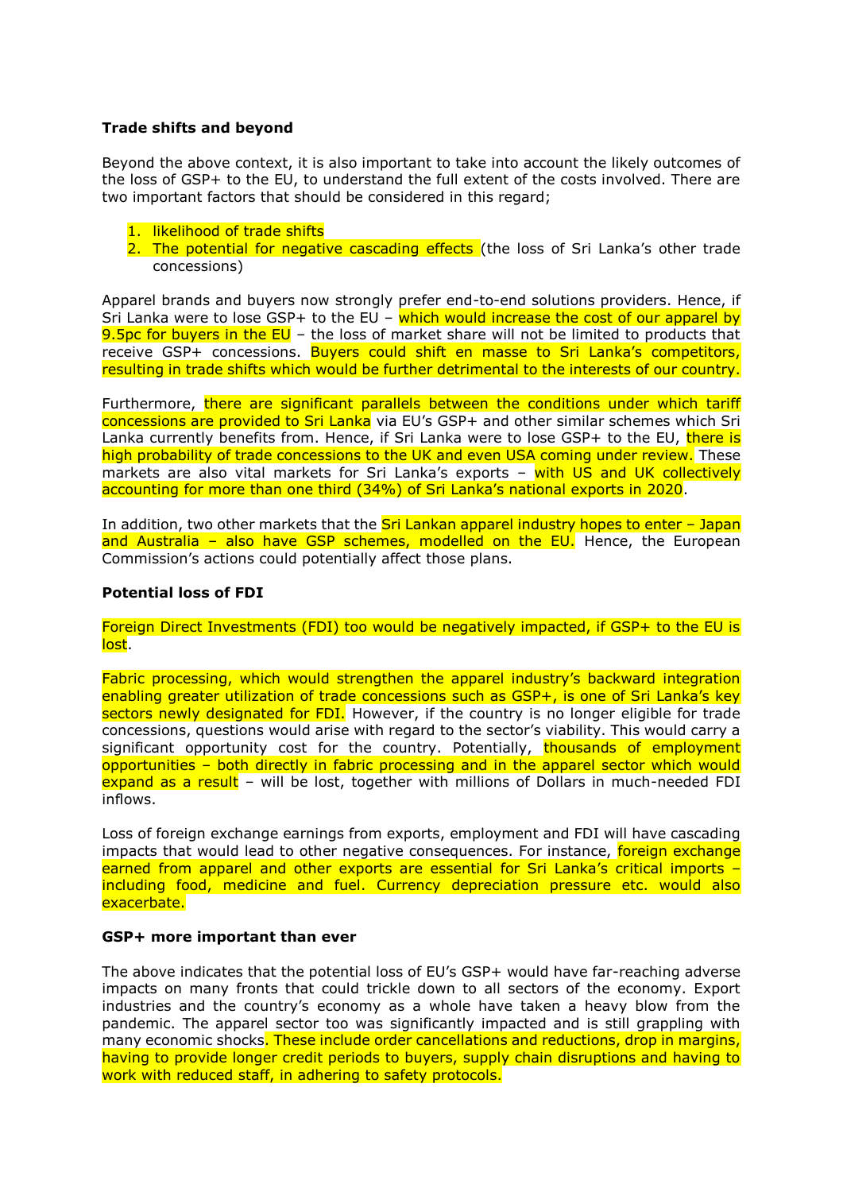**Trade shifts and beyond**

Beyond the above context, it is also important to take into account the likely outcomes of the loss of GSP+ to the EU, to understand the full extent of the costs involved. There are two important factors that should be considered in this regard;

1. likelihood of trade shifts
2. The potential for negative cascading effects (the loss of Sri Lanka's other trade concessions)

Apparel brands and buyers now strongly prefer end-to-end solutions providers. Hence, if Sri Lanka were to lose GSP+ to the EU – which would increase the cost of our apparel by 9.5pc for buyers in the EU – the loss of market share will not be limited to products that receive GSP+ concessions. Buyers could shift en masse to Sri Lanka's competitors, resulting in trade shifts which would be further detrimental to the interests of our country.

Furthermore, there are significant parallels between the conditions under which tariff concessions are provided to Sri Lanka via EU's GSP+ and other similar schemes which Sri Lanka currently benefits from. Hence, if Sri Lanka were to lose GSP+ to the EU, there is high probability of trade concessions to the UK and even USA coming under review. These markets are also vital markets for Sri Lanka's exports – with US and UK collectively accounting for more than one third (34%) of Sri Lanka's national exports in 2020.

In addition, two other markets that the Sri Lankan apparel industry hopes to enter – Japan and Australia – also have GSP schemes, modelled on the EU. Hence, the European Commission's actions could potentially affect those plans.

**Potential loss of FDI**

Foreign Direct Investments (FDI) too would be negatively impacted, if GSP+ to the EU is lost.

Fabric processing, which would strengthen the apparel industry's backward integration enabling greater utilization of trade concessions such as GSP+, is one of Sri Lanka's key sectors newly designated for FDI. However, if the country is no longer eligible for trade concessions, questions would arise with regard to the sector's viability. This would carry a significant opportunity cost for the country. Potentially, thousands of employment opportunities – both directly in fabric processing and in the apparel sector which would expand as a result – will be lost, together with millions of Dollars in much-needed FDI inflows.

Loss of foreign exchange earnings from exports, employment and FDI will have cascading impacts that would lead to other negative consequences. For instance, foreign exchange earned from apparel and other exports are essential for Sri Lanka's critical imports – including food, medicine and fuel. Currency depreciation pressure etc. would also exacerbate.

**GSP+ more important than ever**

The above indicates that the potential loss of EU's GSP+ would have far-reaching adverse impacts on many fronts that could trickle down to all sectors of the economy. Export industries and the country's economy as a whole have taken a heavy blow from the pandemic. The apparel sector too was significantly impacted and is still grappling with many economic shocks. These include order cancellations and reductions, drop in margins, having to provide longer credit periods to buyers, supply chain disruptions and having to work with reduced staff, in adhering to safety protocols.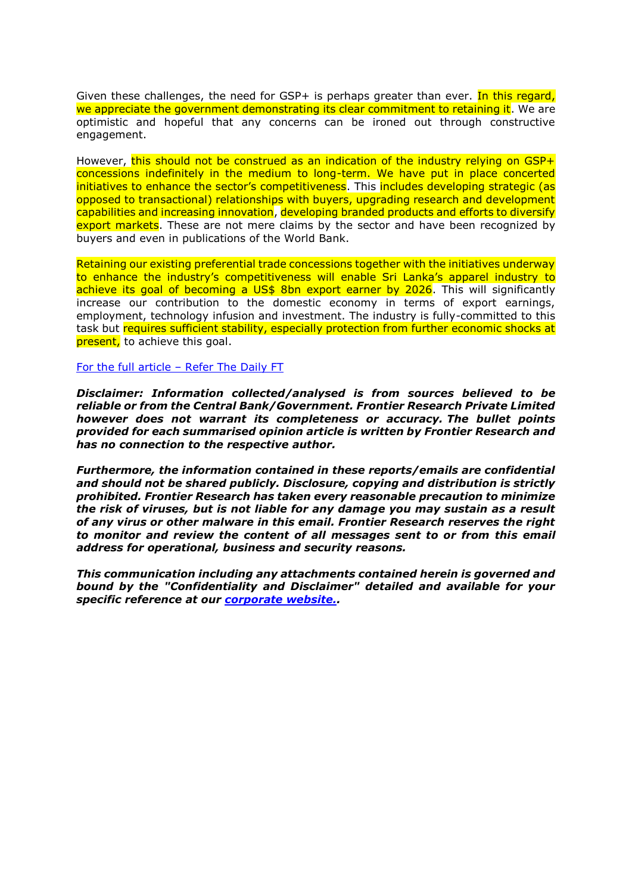Given these challenges, the need for GSP+ is perhaps greater than ever. In this regard, we appreciate the government demonstrating its clear commitment to retaining it. We are optimistic and hopeful that any concerns can be ironed out through constructive engagement.

However, this should not be construed as an indication of the industry relying on GSP+ concessions indefinitely in the medium to long-term. We have put in place concerted initiatives to enhance the sector's competitiveness. This includes developing strategic (as opposed to transactional) relationships with buyers, upgrading research and development capabilities and increasing innovation, developing branded products and efforts to diversify export markets. These are not mere claims by the sector and have been recognized by buyers and even in publications of the World Bank.

Retaining our existing preferential trade concessions together with the initiatives underway to enhance the industry's competitiveness will enable Sri Lanka's apparel industry to achieve its goal of becoming a US$ 8bn export earner by 2026. This will significantly increase our contribution to the domestic economy in terms of export earnings, employment, technology infusion and investment. The industry is fully-committed to this task but requires sufficient stability, especially protection from further economic shocks at present, to achieve this goal.

[For the full article – Refer The Daily FT]

***Disclaimer: Information collected/analysed is from sources believed to be reliable or from the Central Bank/Government. Frontier Research Private Limited however does not warrant its completeness or accuracy. The bullet points provided for each summarised opinion article is written by Frontier Research and has no connection to the respective author.***

***Furthermore, the information contained in these reports/emails are confidential and should not be shared publicly. Disclosure, copying and distribution is strictly prohibited. Frontier Research has taken every reasonable precaution to minimize the risk of viruses, but is not liable for any damage you may sustain as a result of any virus or other malware in this email. Frontier Research reserves the right to monitor and review the content of all messages sent to or from this email address for operational, business and security reasons.***

***This communication including any attachments contained herein is governed and bound by the "Confidentiality and Disclaimer" detailed and available for your specific reference at our [corporate website.].***